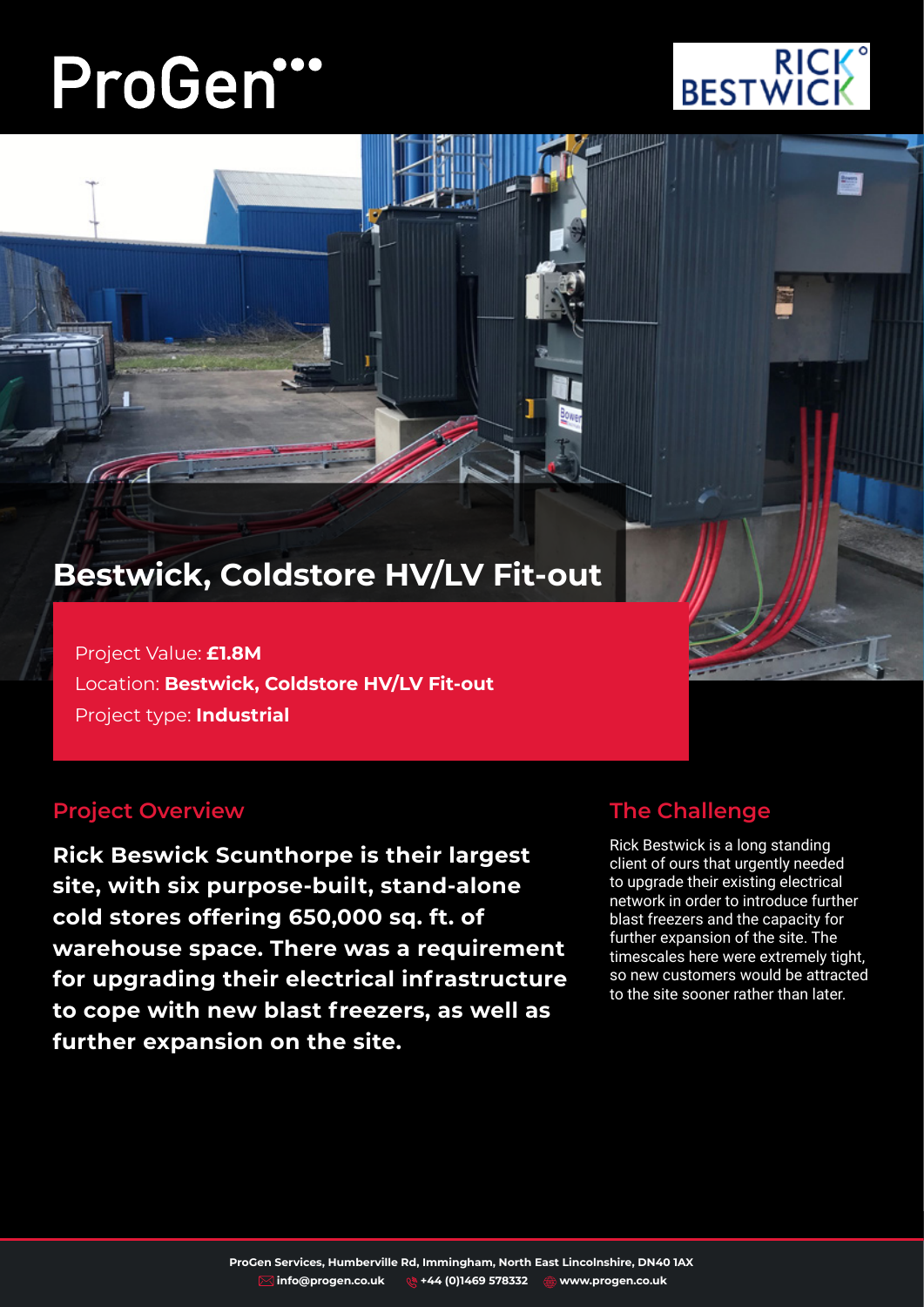ProGen

RICK BESTWICK

# Bestwick, Coldstore HV/LV Fit-out

Project Value: **£1.8M**
Location: **Bestwick, Coldstore HV/LV Fit-out**
Project type: **Industrial**

## Project Overview

**Rick Beswick Scunthorpe is their largest site, with six purpose-built, stand-alone cold stores offering 650,000 sq. ft. of warehouse space. There was a requirement for upgrading their electrical infrastructure to cope with new blast freezers, as well as further expansion on the site.**

## The Challenge

Rick Bestwick is a long standing client of ours that urgently needed to upgrade their existing electrical network in order to introduce further blast freezers and the capacity for further expansion of the site. The timescales here were extremely tight, so new customers would be attracted to the site sooner rather than later.

**ProGen Services, Humberville Rd, Immingham, North East Lincolnshire, DN40 1AX**
**info@progen.co.uk** **+44 (0)1469 578332** **www.progen.co.uk**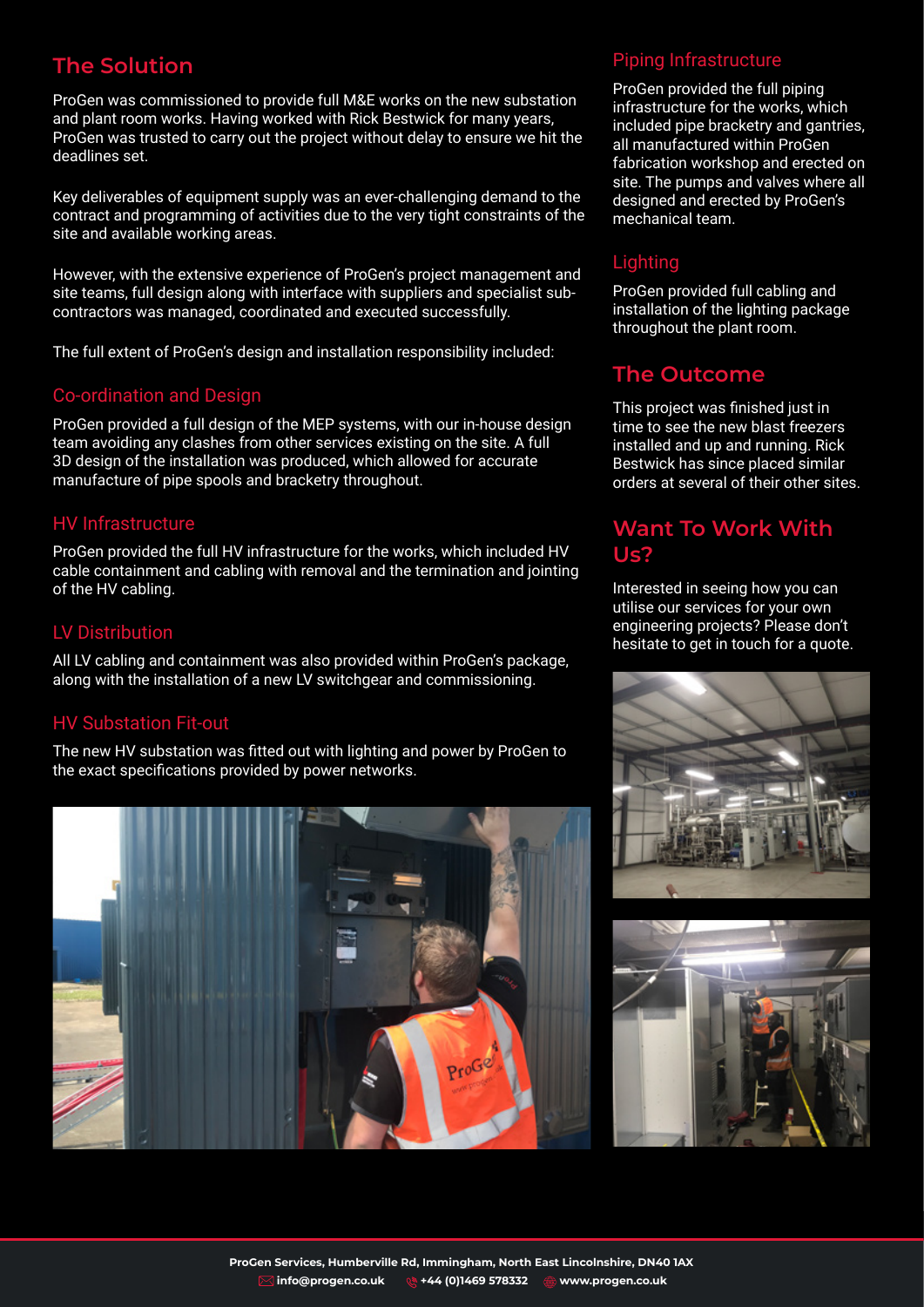## The Solution

ProGen was commissioned to provide full M&E works on the new substation and plant room works. Having worked with Rick Bestwick for many years, ProGen was trusted to carry out the project without delay to ensure we hit the deadlines set.

Key deliverables of equipment supply was an ever-challenging demand to the contract and programming of activities due to the very tight constraints of the site and available working areas.

However, with the extensive experience of ProGen's project management and site teams, full design along with interface with suppliers and specialist sub-contractors was managed, coordinated and executed successfully.

The full extent of ProGen's design and installation responsibility included:

### Co-ordination and Design

ProGen provided a full design of the MEP systems, with our in-house design team avoiding any clashes from other services existing on the site. A full 3D design of the installation was produced, which allowed for accurate manufacture of pipe spools and bracketry throughout.

### HV Infrastructure

ProGen provided the full HV infrastructure for the works, which included HV cable containment and cabling with removal and the termination and jointing of the HV cabling.

### LV Distribution

All LV cabling and containment was also provided within ProGen's package, along with the installation of a new LV switchgear and commissioning.

### HV Substation Fit-out

The new HV substation was fitted out with lighting and power by ProGen to the exact specifications provided by power networks.

### Piping Infrastructure

ProGen provided the full piping infrastructure for the works, which included pipe bracketry and gantries, all manufactured within ProGen fabrication workshop and erected on site. The pumps and valves where all designed and erected by ProGen's mechanical team.

### Lighting

ProGen provided full cabling and installation of the lighting package throughout the plant room.

## The Outcome

This project was finished just in time to see the new blast freezers installed and up and running. Rick Bestwick has since placed similar orders at several of their other sites.

## Want To Work With Us?

Interested in seeing how you can utilise our services for your own engineering projects? Please don't hesitate to get in touch for a quote.

**ProGen Services, Humberville Rd, Immingham, North East Lincolnshire, DN40 1AX**

**info@progen.co.uk** **+44 (0)1469 578332** **www.progen.co.uk**